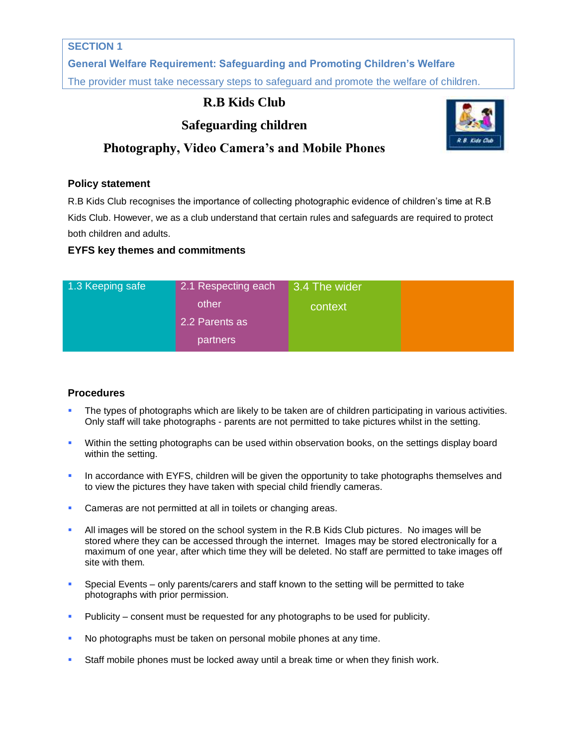**SECTION 1**

**General Welfare Requirement: Safeguarding and Promoting Children's Welfare**

The provider must take necessary steps to safeguard and promote the welfare of children.

# R.B Kids Club

## Safeguarding children

## Photography, Video Camera's and Mobile Phones

### Policy statement

R.B Kids Club recognises the importance of collecting photographic evidence of children's time at R.B Kids Club. However, we as a club understand that certain rules and safeguards are required to protect both children and adults.

### EYFS key themes and commitments

| 1.3 Keeping safe | 2.1 Respecting each other<br>2.2 Parents as partners | 3.4 The wider context | |
|---|---|---|---|

### Procedures

- The types of photographs which are likely to be taken are of children participating in various activities. Only staff will take photographs - parents are not permitted to take pictures whilst in the setting.
- Within the setting photographs can be used within observation books, on the settings display board within the setting.
- In accordance with EYFS, children will be given the opportunity to take photographs themselves and to view the pictures they have taken with special child friendly cameras.
- Cameras are not permitted at all in toilets or changing areas.
- All images will be stored on the school system in the R.B Kids Club pictures. No images will be stored where they can be accessed through the internet. Images may be stored electronically for a maximum of one year, after which time they will be deleted. No staff are permitted to take images off site with them.
- Special Events – only parents/carers and staff known to the setting will be permitted to take photographs with prior permission.
- Publicity – consent must be requested for any photographs to be used for publicity.
- No photographs must be taken on personal mobile phones at any time.
- Staff mobile phones must be locked away until a break time or when they finish work.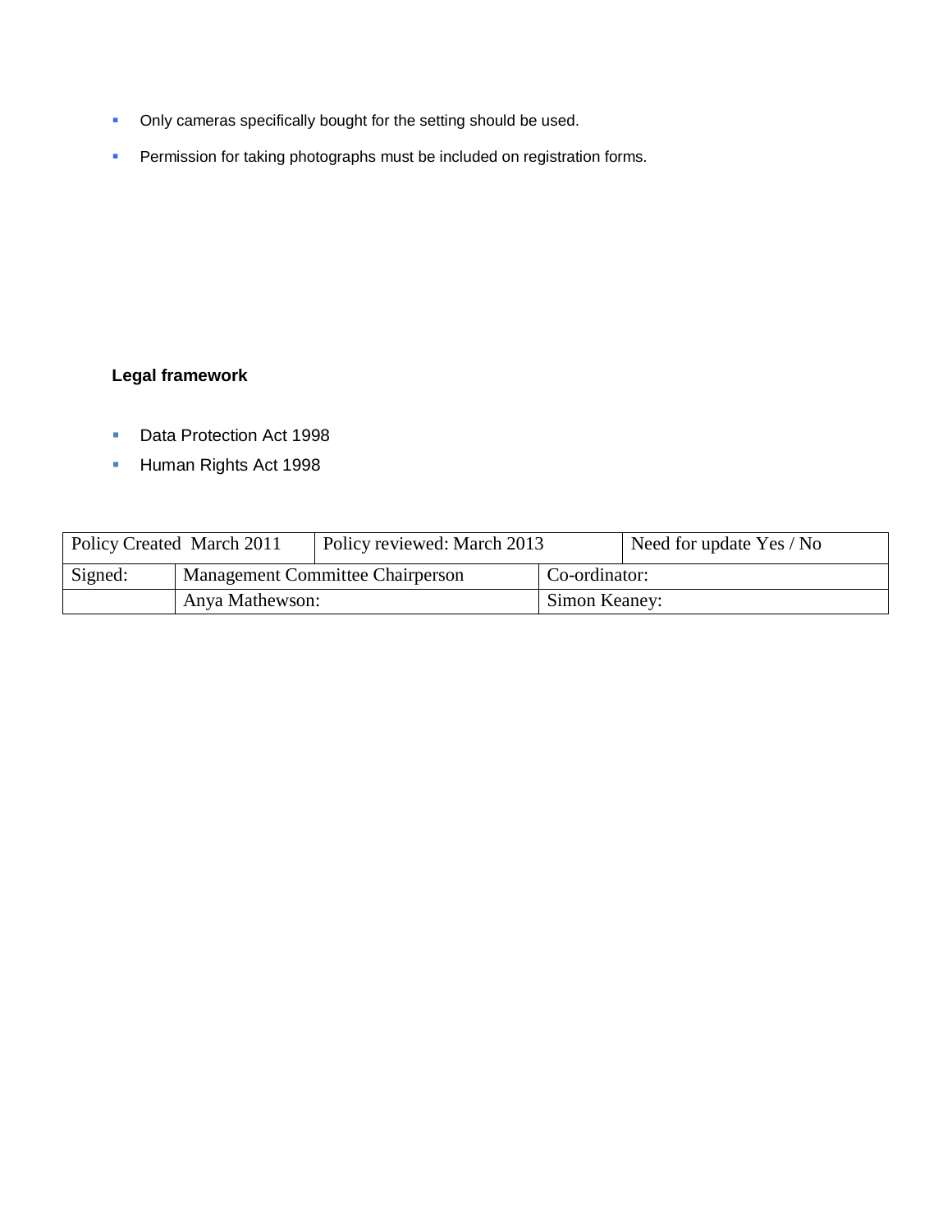- Only cameras specifically bought for the setting should be used.
- Permission for taking photographs must be included on registration forms.

**Legal framework**

- Data Protection Act 1998
- Human Rights Act 1998

| | | | | |
|---|---|---|---|---|
| Policy Created March 2011 | | Policy reviewed: March 2013 | | Need for update Yes / No |
| Signed: | Management Committee Chairperson | | Co-ordinator: | |
| | Anya Mathewson: | | Simon Keaney: | |